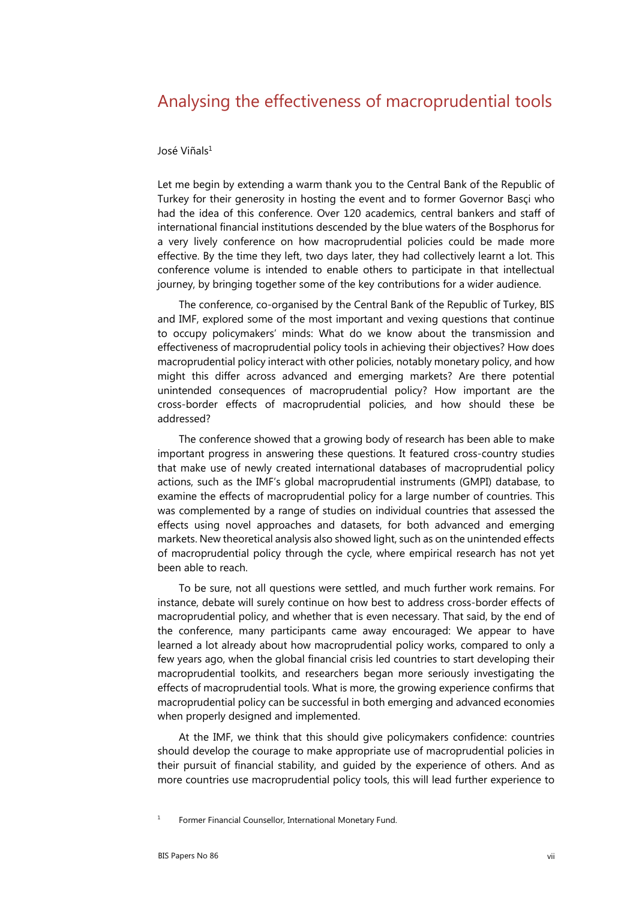# Analysing the effectiveness of macroprudential tools

José Viñals[1]

Let me begin by extending a warm thank you to the Central Bank of the Republic of Turkey for their generosity in hosting the event and to former Governor Basçi who had the idea of this conference. Over 120 academics, central bankers and staff of international financial institutions descended by the blue waters of the Bosphorus for a very lively conference on how macroprudential policies could be made more effective. By the time they left, two days later, they had collectively learnt a lot. This conference volume is intended to enable others to participate in that intellectual journey, by bringing together some of the key contributions for a wider audience.

The conference, co-organised by the Central Bank of the Republic of Turkey, BIS and IMF, explored some of the most important and vexing questions that continue to occupy policymakers' minds: What do we know about the transmission and effectiveness of macroprudential policy tools in achieving their objectives? How does macroprudential policy interact with other policies, notably monetary policy, and how might this differ across advanced and emerging markets? Are there potential unintended consequences of macroprudential policy? How important are the cross-border effects of macroprudential policies, and how should these be addressed?

The conference showed that a growing body of research has been able to make important progress in answering these questions. It featured cross-country studies that make use of newly created international databases of macroprudential policy actions, such as the IMF's global macroprudential instruments (GMPI) database, to examine the effects of macroprudential policy for a large number of countries. This was complemented by a range of studies on individual countries that assessed the effects using novel approaches and datasets, for both advanced and emerging markets. New theoretical analysis also showed light, such as on the unintended effects of macroprudential policy through the cycle, where empirical research has not yet been able to reach.

To be sure, not all questions were settled, and much further work remains. For instance, debate will surely continue on how best to address cross-border effects of macroprudential policy, and whether that is even necessary. That said, by the end of the conference, many participants came away encouraged: We appear to have learned a lot already about how macroprudential policy works, compared to only a few years ago, when the global financial crisis led countries to start developing their macroprudential toolkits, and researchers began more seriously investigating the effects of macroprudential tools. What is more, the growing experience confirms that macroprudential policy can be successful in both emerging and advanced economies when properly designed and implemented.

At the IMF, we think that this should give policymakers confidence: countries should develop the courage to make appropriate use of macroprudential policies in their pursuit of financial stability, and guided by the experience of others. And as more countries use macroprudential policy tools, this will lead further experience to

[1] Former Financial Counsellor, International Monetary Fund.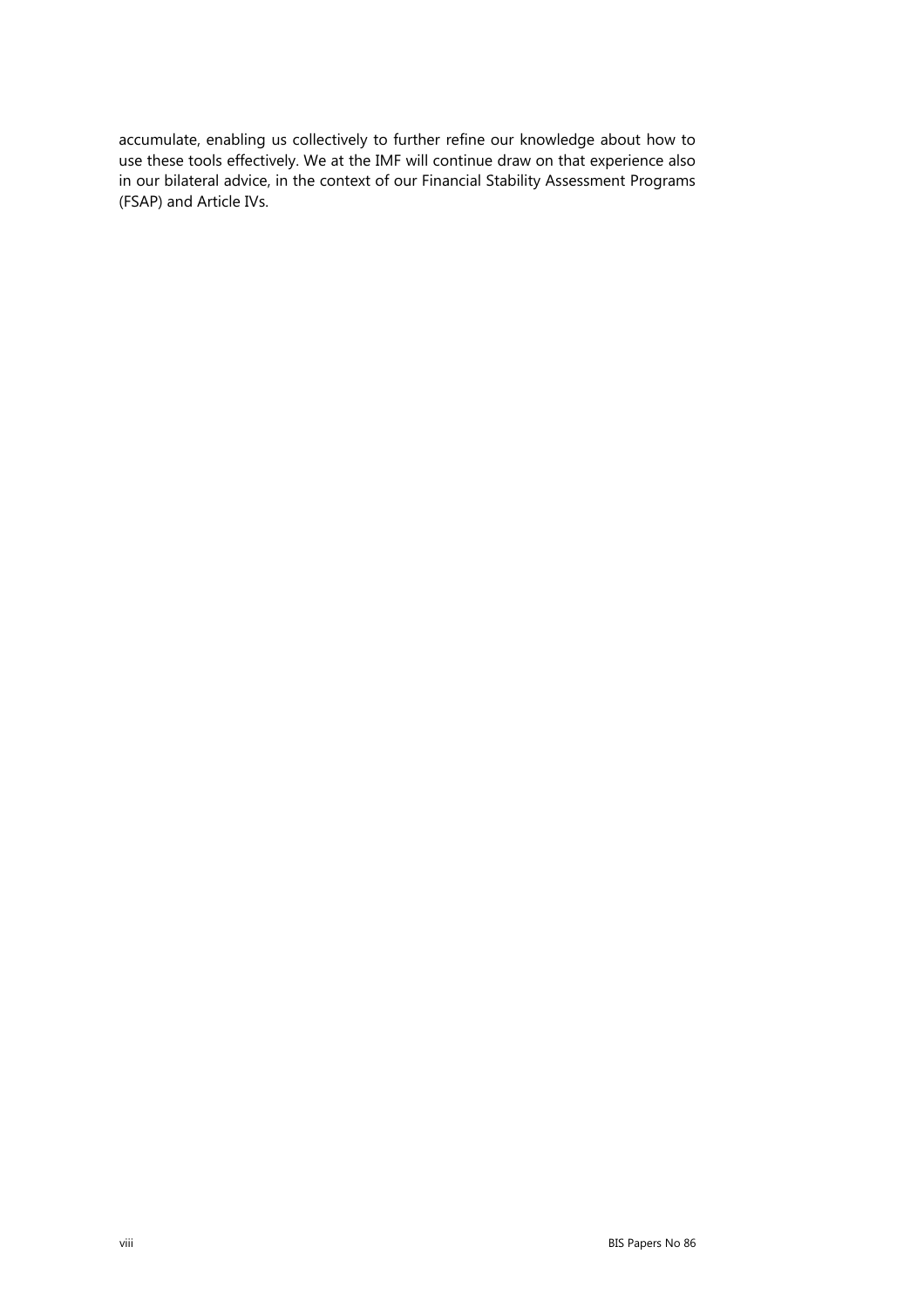accumulate, enabling us collectively to further refine our knowledge about how to use these tools effectively. We at the IMF will continue draw on that experience also in our bilateral advice, in the context of our Financial Stability Assessment Programs (FSAP) and Article IVs.